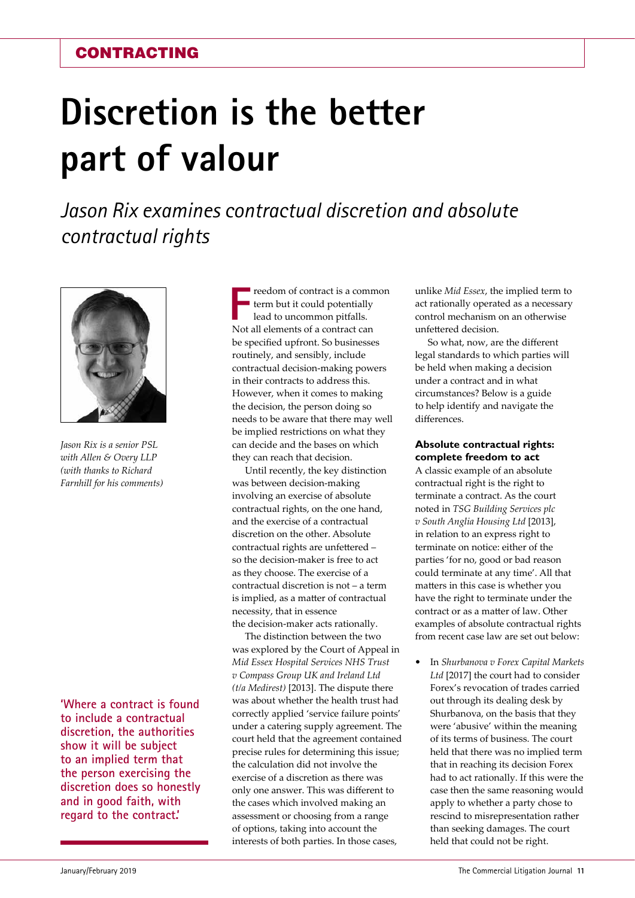CONTRACTING

# Discretion is the better part of valour

*Jason Rix examines contractual discretion and absolute contractual rights*

*Jason Rix is a senior PSL with Allen & Overy LLP (with thanks to Richard Farnhill for his comments)*

Freedom of contract is a common term but it could potentially lead to uncommon pitfalls. Not all elements of a contract can be specified upfront. So businesses routinely, and sensibly, include contractual decision-making powers in their contracts to address this. However, when it comes to making the decision, the person doing so needs to be aware that there may well be implied restrictions on what they can decide and the bases on which they can reach that decision.

Until recently, the key distinction was between decision-making involving an exercise of absolute contractual rights, on the one hand, and the exercise of a contractual discretion on the other. Absolute contractual rights are unfettered – so the decision-maker is free to act as they choose. The exercise of a contractual discretion is not – a term is implied, as a matter of contractual necessity, that in essence the decision-maker acts rationally.

The distinction between the two was explored by the Court of Appeal in *Mid Essex Hospital Services NHS Trust v Compass Group UK and Ireland Ltd (t/a Medirest)* [2013]. The dispute there was about whether the health trust had correctly applied 'service failure points' under a catering supply agreement. The court held that the agreement contained precise rules for determining this issue; the calculation did not involve the exercise of a discretion as there was only one answer. This was different to the cases which involved making an assessment or choosing from a range of options, taking into account the interests of both parties. In those cases, unlike *Mid Essex*, the implied term to act rationally operated as a necessary control mechanism on an otherwise unfettered decision.

'Where a contract is found to include a contractual discretion, the authorities show it will be subject to an implied term that the person exercising the discretion does so honestly and in good faith, with regard to the contract.'

So what, now, are the different legal standards to which parties will be held when making a decision under a contract and in what circumstances? Below is a guide to help identify and navigate the differences.

### Absolute contractual rights: complete freedom to act

A classic example of an absolute contractual right is the right to terminate a contract. As the court noted in *TSG Building Services plc v South Anglia Housing Ltd* [2013], in relation to an express right to terminate on notice: either of the parties 'for no, good or bad reason could terminate at any time'. All that matters in this case is whether you have the right to terminate under the contract or as a matter of law. Other examples of absolute contractual rights from recent case law are set out below:

- In *Shurbanova v Forex Capital Markets Ltd* [2017] the court had to consider Forex's revocation of trades carried out through its dealing desk by Shurbanova, on the basis that they were 'abusive' within the meaning of its terms of business. The court held that there was no implied term that in reaching its decision Forex had to act rationally. If this were the case then the same reasoning would apply to whether a party chose to rescind to misrepresentation rather than seeking damages. The court held that could not be right.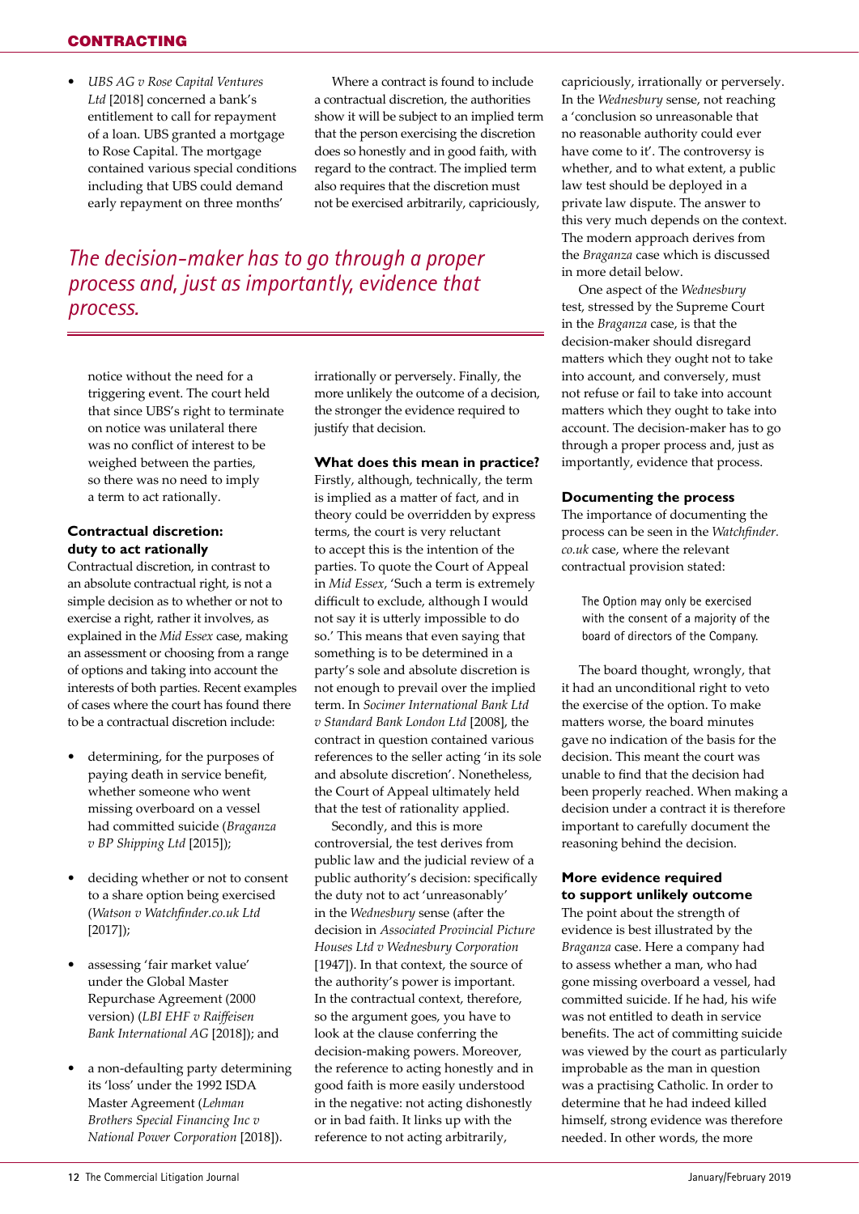- *UBS AG v Rose Capital Ventures Ltd* [2018] concerned a bank's entitlement to call for repayment of a loan. UBS granted a mortgage to Rose Capital. The mortgage contained various special conditions including that UBS could demand early repayment on three months' notice without the need for a triggering event. The court held that since UBS's right to terminate on notice was unilateral there was no conflict of interest to be weighed between the parties, so there was no need to imply a term to act rationally.

### Contractual discretion: duty to act rationally

Contractual discretion, in contrast to an absolute contractual right, is not a simple decision as to whether or not to exercise a right, rather it involves, as explained in the *Mid Essex* case, making an assessment or choosing from a range of options and taking into account the interests of both parties. Recent examples of cases where the court has found there to be a contractual discretion include:

- determining, for the purposes of paying death in service benefit, whether someone who went missing overboard on a vessel had committed suicide (*Braganza v BP Shipping Ltd* [2015]);
- deciding whether or not to consent to a share option being exercised (*Watson v Watchfinder.co.uk Ltd* [2017]);
- assessing 'fair market value' under the Global Master Repurchase Agreement (2000 version) (*LBI EHF v Raiffeisen Bank International AG* [2018]); and
- a non-defaulting party determining its 'loss' under the 1992 ISDA Master Agreement (*Lehman Brothers Special Financing Inc v National Power Corporation* [2018]).

Where a contract is found to include a contractual discretion, the authorities show it will be subject to an implied term that the person exercising the discretion does so honestly and in good faith, with regard to the contract. The implied term also requires that the discretion must not be exercised arbitrarily, capriciously, irrationally or perversely. Finally, the more unlikely the outcome of a decision, the stronger the evidence required to justify that decision.

*The decision-maker has to go through a proper process and, just as importantly, evidence that process.*

### What does this mean in practice?

Firstly, although, technically, the term is implied as a matter of fact, and in theory could be overridden by express terms, the court is very reluctant to accept this is the intention of the parties. To quote the Court of Appeal in *Mid Essex*, 'Such a term is extremely difficult to exclude, although I would not say it is utterly impossible to do so.' This means that even saying that something is to be determined in a party's sole and absolute discretion is not enough to prevail over the implied term. In *Socimer International Bank Ltd v Standard Bank London Ltd* [2008], the contract in question contained various references to the seller acting 'in its sole and absolute discretion'. Nonetheless, the Court of Appeal ultimately held that the test of rationality applied.

Secondly, and this is more controversial, the test derives from public law and the judicial review of a public authority's decision: specifically the duty not to act 'unreasonably' in the *Wednesbury* sense (after the decision in *Associated Provincial Picture Houses Ltd v Wednesbury Corporation* [1947]). In that context, the source of the authority's power is important. In the contractual context, therefore, so the argument goes, you have to look at the clause conferring the decision-making powers. Moreover, the reference to acting honestly and in good faith is more easily understood in the negative: not acting dishonestly or in bad faith. It links up with the reference to not acting arbitrarily, capriciously, irrationally or perversely. In the *Wednesbury* sense, not reaching a 'conclusion so unreasonable that no reasonable authority could ever have come to it'. The controversy is whether, and to what extent, a public law test should be deployed in a private law dispute. The answer to this very much depends on the context. The modern approach derives from the *Braganza* case which is discussed in more detail below.

One aspect of the *Wednesbury* test, stressed by the Supreme Court in the *Braganza* case, is that the decision-maker should disregard matters which they ought not to take into account, and conversely, must not refuse or fail to take into account matters which they ought to take into account. The decision-maker has to go through a proper process and, just as importantly, evidence that process.

### Documenting the process

The importance of documenting the process can be seen in the *Watchfinder.co.uk* case, where the relevant contractual provision stated:

> The Option may only be exercised with the consent of a majority of the board of directors of the Company.

The board thought, wrongly, that it had an unconditional right to veto the exercise of the option. To make matters worse, the board minutes gave no indication of the basis for the decision. This meant the court was unable to find that the decision had been properly reached. When making a decision under a contract it is therefore important to carefully document the reasoning behind the decision.

### More evidence required to support unlikely outcome

The point about the strength of evidence is best illustrated by the *Braganza* case. Here a company had to assess whether a man, who had gone missing overboard a vessel, had committed suicide. If he had, his wife was not entitled to death in service benefits. The act of committing suicide was viewed by the court as particularly improbable as the man in question was a practising Catholic. In order to determine that he had indeed killed himself, strong evidence was therefore needed. In other words, the more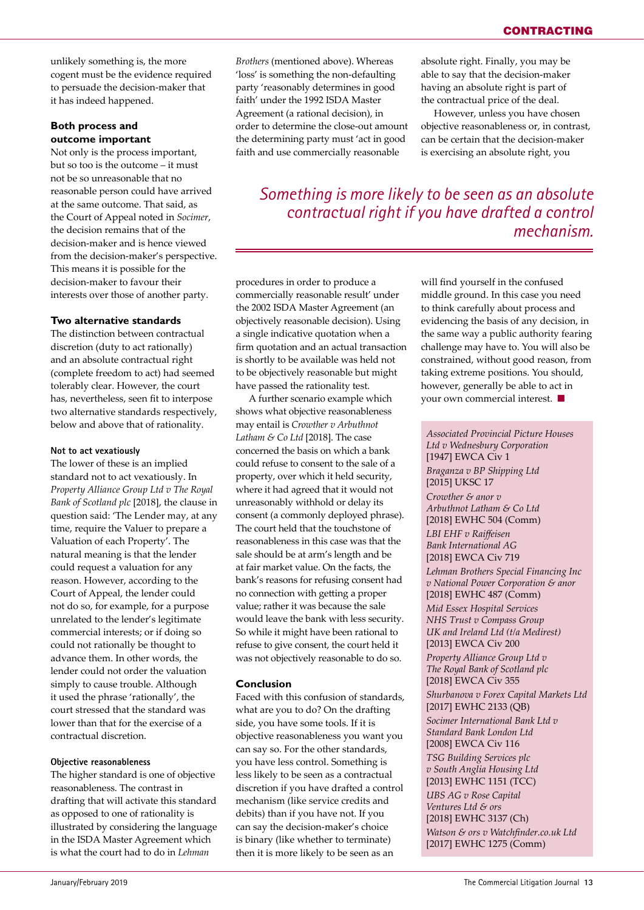unlikely something is, the more cogent must be the evidence required to persuade the decision-maker that it has indeed happened.

### Both process and outcome important

Not only is the process important, but so too is the outcome – it must not be so unreasonable that no reasonable person could have arrived at the same outcome. That said, as the Court of Appeal noted in *Socimer*, the decision remains that of the decision-maker and is hence viewed from the decision-maker's perspective. This means it is possible for the decision-maker to favour their interests over those of another party.

### Two alternative standards

The distinction between contractual discretion (duty to act rationally) and an absolute contractual right (complete freedom to act) had seemed tolerably clear. However, the court has, nevertheless, seen fit to interpose two alternative standards respectively, below and above that of rationality.

#### Not to act vexatiously

The lower of these is an implied standard not to act vexatiously. In *Property Alliance Group Ltd v The Royal Bank of Scotland plc* [2018], the clause in question said: 'The Lender may, at any time, require the Valuer to prepare a Valuation of each Property'. The natural meaning is that the lender could request a valuation for any reason. However, according to the Court of Appeal, the lender could not do so, for example, for a purpose unrelated to the lender's legitimate commercial interests; or if doing so could not rationally be thought to advance them. In other words, the lender could not order the valuation simply to cause trouble. Although it used the phrase 'rationally', the court stressed that the standard was lower than that for the exercise of a contractual discretion.

#### Objective reasonableness

The higher standard is one of objective reasonableness. The contrast in drafting that will activate this standard as opposed to one of rationality is illustrated by considering the language in the ISDA Master Agreement which is what the court had to do in *Lehman Brothers* (mentioned above). Whereas 'loss' is something the non-defaulting party 'reasonably determines in good faith' under the 1992 ISDA Master Agreement (a rational decision), in order to determine the close-out amount the determining party must 'act in good faith and use commercially reasonable procedures in order to produce a commercially reasonable result' under the 2002 ISDA Master Agreement (an objectively reasonable decision). Using a single indicative quotation when a firm quotation and an actual transaction is shortly to be available was held not to be objectively reasonable but might have passed the rationality test.

A further scenario example which shows what objective reasonableness may entail is *Crowther v Arbuthnot Latham & Co Ltd* [2018]. The case concerned the basis on which a bank could refuse to consent to the sale of a property, over which it held security, where it had agreed that it would not unreasonably withhold or delay its consent (a commonly deployed phrase). The court held that the touchstone of reasonableness in this case was that the sale should be at arm's length and be at fair market value. On the facts, the bank's reasons for refusing consent had no connection with getting a proper value; rather it was because the sale would leave the bank with less security. So while it might have been rational to refuse to give consent, the court held it was not objectively reasonable to do so.

### Conclusion

Faced with this confusion of standards, what are you to do? On the drafting side, you have some tools. If it is objective reasonableness you want you can say so. For the other standards, you have less control. Something is less likely to be seen as a contractual discretion if you have drafted a control mechanism (like service credits and debits) than if you have not. If you can say the decision-maker's choice is binary (like whether to terminate) then it is more likely to be seen as an absolute right. Finally, you may be able to say that the decision-maker having an absolute right is part of the contractual price of the deal.

> *Something is more likely to be seen as an absolute contractual right if you have drafted a control mechanism.*

However, unless you have chosen objective reasonableness or, in contrast, can be certain that the decision-maker is exercising an absolute right, you will find yourself in the confused middle ground. In this case you need to think carefully about process and evidencing the basis of any decision, in the same way a public authority fearing challenge may have to. You will also be constrained, without good reason, from taking extreme positions. You should, however, generally be able to act in your own commercial interest. ■

*Associated Provincial Picture Houses Ltd v Wednesbury Corporation*
[1947] EWCA Civ 1

*Braganza v BP Shipping Ltd*
[2015] UKSC 17

*Crowther & anor v Arbuthnot Latham & Co Ltd*
[2018] EWHC 504 (Comm)

*LBI EHF v Raiffeisen Bank International AG*
[2018] EWCA Civ 719

*Lehman Brothers Special Financing Inc v National Power Corporation & anor*
[2018] EWHC 487 (Comm)

*Mid Essex Hospital Services NHS Trust v Compass Group UK and Ireland Ltd (t/a Medirest)*
[2013] EWCA Civ 200

*Property Alliance Group Ltd v The Royal Bank of Scotland plc*
[2018] EWCA Civ 355

*Shurbanova v Forex Capital Markets Ltd*
[2017] EWHC 2133 (QB)

*Socimer International Bank Ltd v Standard Bank London Ltd*
[2008] EWCA Civ 116

*TSG Building Services plc v South Anglia Housing Ltd*
[2013] EWHC 1151 (TCC)

*UBS AG v Rose Capital Ventures Ltd & ors*
[2018] EWHC 3137 (Ch)

*Watson & ors v Watchfinder.co.uk Ltd*
[2017] EWHC 1275 (Comm)